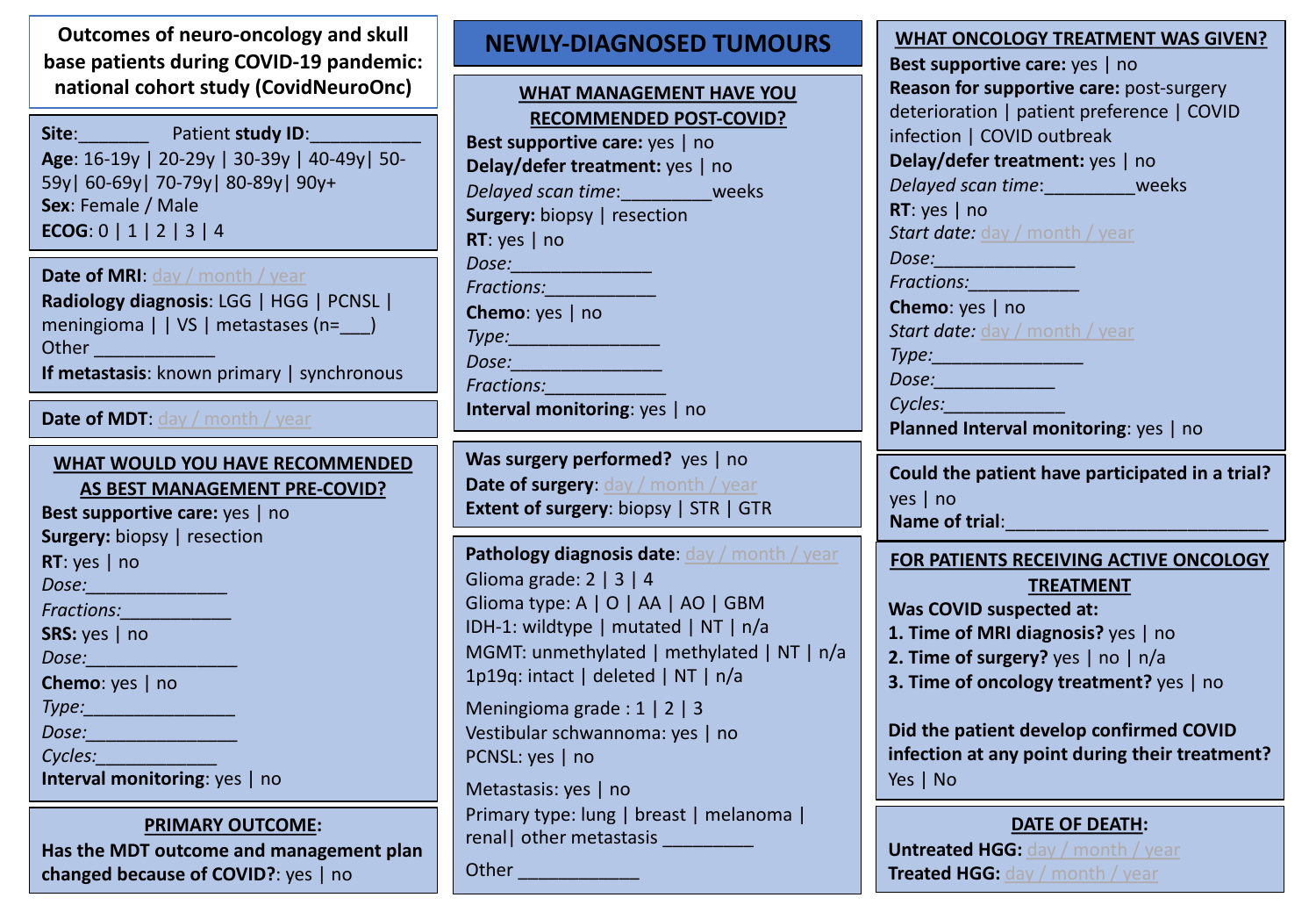# Outcomes of neuro-oncology and skull base patients during COVID-19 pandemic: national cohort study (CovidNeuroOnc)

**Site**:_______ Patient **study ID**:___________
**Age**: 16-19y | 20-29y | 30-39y | 40-49y| 50-59y| 60-69y| 70-79y| 80-89y| 90y+
**Sex**: Female / Male
**ECOG**: 0 | 1 | 2 | 3 | 4

**Date of MRI**: day / month / year
**Radiology diagnosis**: LGG | HGG | PCNSL | meningioma | | VS | metastases (n=___) Other ____________
**If metastasis**: known primary | synchronous

**Date of MDT**: day / month / year

## WHAT WOULD YOU HAVE RECOMMENDED AS BEST MANAGEMENT PRE-COVID?

**Best supportive care:** yes | no
**Surgery:** biopsy | resection
**RT**: yes | no
*Dose:*______________
*Fractions:*___________
**SRS:** yes | no
*Dose:*_______________
**Chemo**: yes | no
*Type:*_______________
*Dose:*_______________
*Cycles:*____________
**Interval monitoring**: yes | no

## PRIMARY OUTCOME:

**Has the MDT outcome and management plan changed because of COVID?**: yes | no

# NEWLY-DIAGNOSED TUMOURS

## WHAT MANAGEMENT HAVE YOU RECOMMENDED POST-COVID?

**Best supportive care:** yes | no
**Delay/defer treatment:** yes | no
*Delayed scan time*:_________weeks
**Surgery:** biopsy | resection
**RT**: yes | no
*Dose:*______________
*Fractions:*___________
**Chemo**: yes | no
*Type:*_______________
*Dose:*_______________
*Fractions:*____________
**Interval monitoring**: yes | no

**Was surgery performed?** yes | no
**Date of surgery**: day / month / year
**Extent of surgery**: biopsy | STR | GTR

**Pathology diagnosis date**: day / month / year
Glioma grade: 2 | 3 | 4
Glioma type: A | O | AA | AO | GBM
IDH-1: wildtype | mutated | NT | n/a
MGMT: unmethylated | methylated | NT | n/a
1p19q: intact | deleted | NT | n/a

Meningioma grade : 1 | 2 | 3
Vestibular schwannoma: yes | no
PCNSL: yes | no

Metastasis: yes | no
Primary type: lung | breast | melanoma | renal| other metastasis _________

Other ____________

## WHAT ONCOLOGY TREATMENT WAS GIVEN?

**Best supportive care:** yes | no
**Reason for supportive care:** post-surgery deterioration | patient preference | COVID infection | COVID outbreak
**Delay/defer treatment:** yes | no
*Delayed scan time*:_________weeks
**RT**: yes | no
*Start date: day / month / year*
*Dose:*______________
*Fractions:*___________
**Chemo**: yes | no
*Start date: day / month / year*
*Type:*_______________
*Dose:*____________
*Cycles:*____________
**Planned Interval monitoring**: yes | no

**Could the patient have participated in a trial?** yes | no
**Name of trial**:__________________________

## FOR PATIENTS RECEIVING ACTIVE ONCOLOGY TREATMENT

**Was COVID suspected at:**
**1. Time of MRI diagnosis?** yes | no
**2. Time of surgery?** yes | no | n/a
**3. Time of oncology treatment?** yes | no

**Did the patient develop confirmed COVID infection at any point during their treatment?** Yes | No

## DATE OF DEATH:

**Untreated HGG:** day / month / year
**Treated HGG:** day / month / year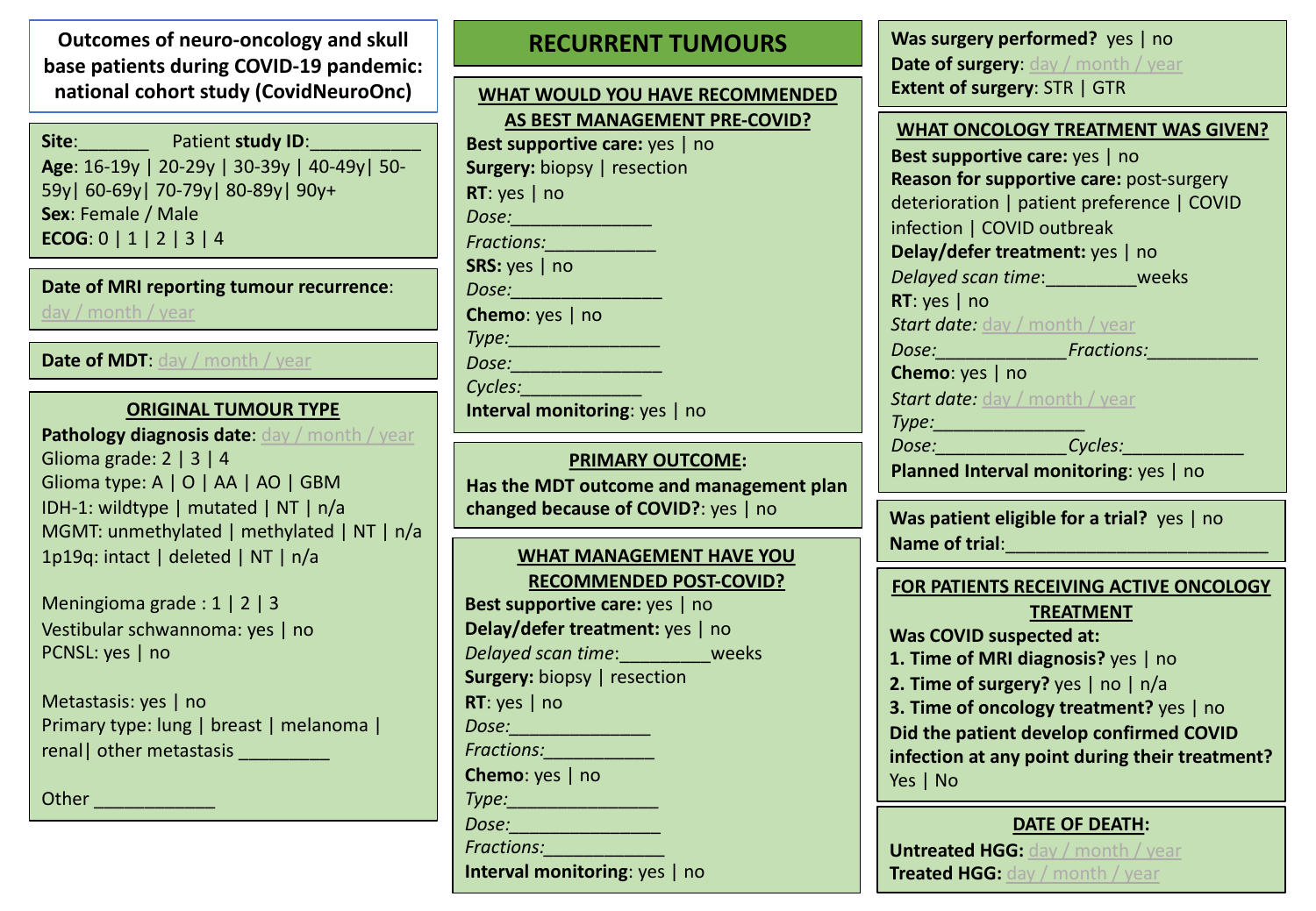**Outcomes of neuro-oncology and skull base patients during COVID-19 pandemic: national cohort study (CovidNeuroOnc)**

**Site**:_______ Patient **study ID**:___________
**Age**: 16-19y | 20-29y | 30-39y | 40-49y| 50-59y| 60-69y| 70-79y| 80-89y| 90y+
**Sex**: Female / Male
**ECOG**: 0 | 1 | 2 | 3 | 4

**Date of MRI reporting tumour recurrence**: day / month / year

**Date of MDT**: day / month / year

**ORIGINAL TUMOUR TYPE**

**Pathology diagnosis date**: day / month / year
Glioma grade: 2 | 3 | 4
Glioma type: A | O | AA | AO | GBM
IDH-1: wildtype | mutated | NT | n/a
MGMT: unmethylated | methylated | NT | n/a
1p19q: intact | deleted | NT | n/a

Meningioma grade : 1 | 2 | 3
Vestibular schwannoma: yes | no
PCNSL: yes | no

Metastasis: yes | no
Primary type: lung | breast | melanoma | renal| other metastasis _________

Other ____________

# RECURRENT TUMOURS

**WHAT WOULD YOU HAVE RECOMMENDED AS BEST MANAGEMENT PRE-COVID?**

**Best supportive care:** yes | no
**Surgery:** biopsy | resection
**RT**: yes | no
*Dose:*______________
*Fractions:*___________
**SRS:** yes | no
*Dose:*_______________
**Chemo**: yes | no
*Type:*_______________
*Dose:*_______________
*Cycles:*____________
**Interval monitoring**: yes | no

**PRIMARY OUTCOME:**

**Has the MDT outcome and management plan changed because of COVID?**: yes | no

**WHAT MANAGEMENT HAVE YOU RECOMMENDED POST-COVID?**

**Best supportive care:** yes | no
**Delay/defer treatment:** yes | no
*Delayed scan time*:_________weeks
**Surgery:** biopsy | resection
**RT**: yes | no
*Dose:*______________
*Fractions:*___________
**Chemo**: yes | no
*Type:*_______________
*Dose:*_______________
*Fractions:*____________
**Interval monitoring**: yes | no

**Was surgery performed?** yes | no
**Date of surgery**: day / month / year
**Extent of surgery**: STR | GTR

**WHAT ONCOLOGY TREATMENT WAS GIVEN?**

**Best supportive care:** yes | no
**Reason for supportive care:** post-surgery deterioration | patient preference | COVID infection | COVID outbreak
**Delay/defer treatment:** yes | no
*Delayed scan time*:_________weeks
**RT**: yes | no
*Start date:* day / month / year
*Dose:*_____________*Fractions:*___________
**Chemo**: yes | no
*Start date:* day / month / year
*Type:*_______________
*Dose:*_____________*Cycles:*____________
**Planned Interval monitoring**: yes | no

**Was patient eligible for a trial?** yes | no
**Name of trial**:___________________________

**FOR PATIENTS RECEIVING ACTIVE ONCOLOGY TREATMENT**

**Was COVID suspected at:**
**1. Time of MRI diagnosis?** yes | no
**2. Time of surgery?** yes | no | n/a
**3. Time of oncology treatment?** yes | no
**Did the patient develop confirmed COVID infection at any point during their treatment?**
Yes | No

**DATE OF DEATH:**

**Untreated HGG:** day / month / year
**Treated HGG:** day / month / year